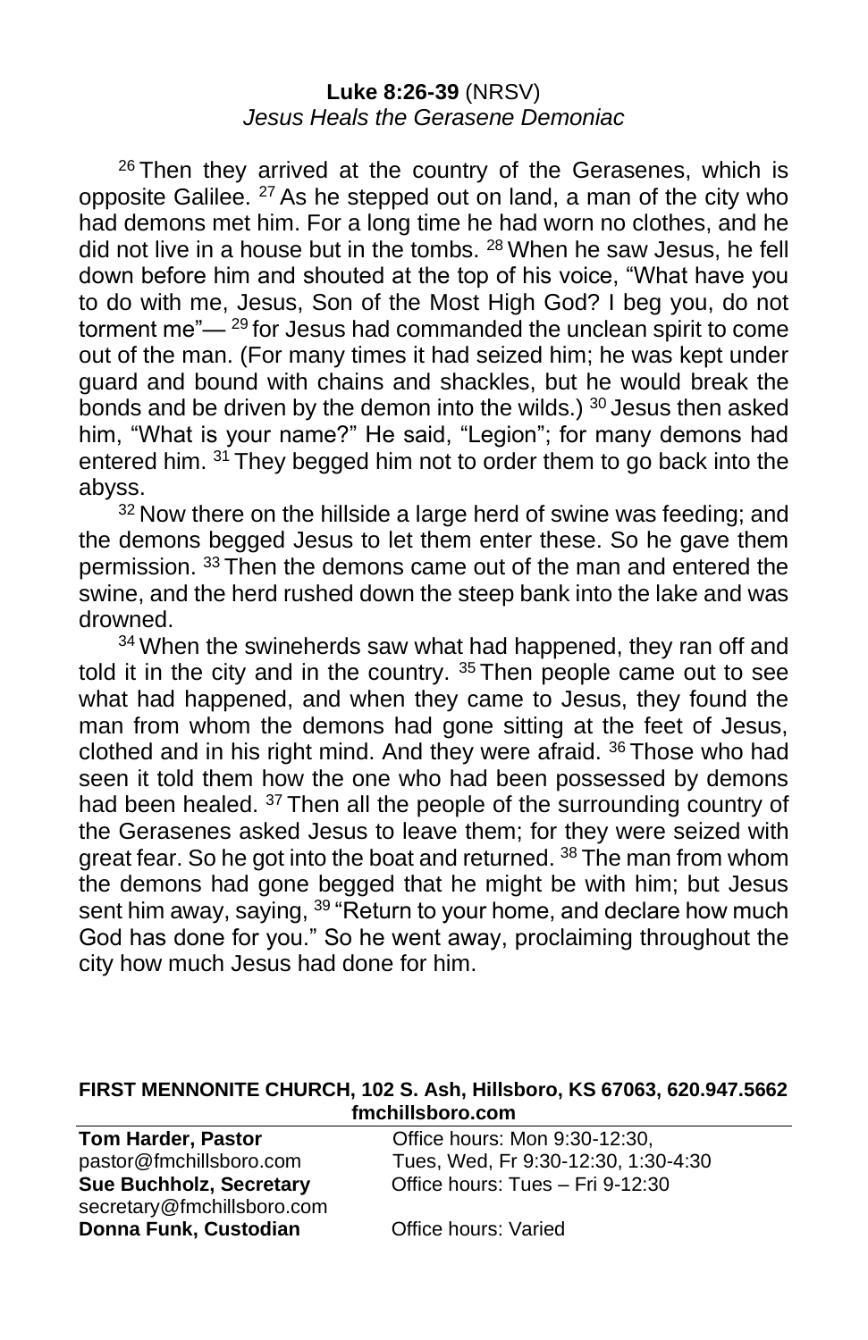**Luke 8:26-39** (NRSV)
*Jesus Heals the Gerasene Demoniac*

[26] Then they arrived at the country of the Gerasenes, which is opposite Galilee. [27] As he stepped out on land, a man of the city who had demons met him. For a long time he had worn no clothes, and he did not live in a house but in the tombs. [28] When he saw Jesus, he fell down before him and shouted at the top of his voice, “What have you to do with me, Jesus, Son of the Most High God? I beg you, do not torment me”— [29] for Jesus had commanded the unclean spirit to come out of the man. (For many times it had seized him; he was kept under guard and bound with chains and shackles, but he would break the bonds and be driven by the demon into the wilds.) [30] Jesus then asked him, “What is your name?” He said, “Legion”; for many demons had entered him. [31] They begged him not to order them to go back into the abyss.

[32] Now there on the hillside a large herd of swine was feeding; and the demons begged Jesus to let them enter these. So he gave them permission. [33] Then the demons came out of the man and entered the swine, and the herd rushed down the steep bank into the lake and was drowned.

[34] When the swineherds saw what had happened, they ran off and told it in the city and in the country. [35] Then people came out to see what had happened, and when they came to Jesus, they found the man from whom the demons had gone sitting at the feet of Jesus, clothed and in his right mind. And they were afraid. [36] Those who had seen it told them how the one who had been possessed by demons had been healed. [37] Then all the people of the surrounding country of the Gerasenes asked Jesus to leave them; for they were seized with great fear. So he got into the boat and returned. [38] The man from whom the demons had gone begged that he might be with him; but Jesus sent him away, saying, [39] “Return to your home, and declare how much God has done for you.” So he went away, proclaiming throughout the city how much Jesus had done for him.

**FIRST MENNONITE CHURCH, 102 S. Ash, Hillsboro, KS 67063, 620.947.5662**
**fmchillsboro.com**

| | |
|---|---|
| **Tom Harder, Pastor** | Office hours: Mon 9:30-12:30, |
| pastor@fmchillsboro.com | Tues, Wed, Fr 9:30-12:30, 1:30-4:30 |
| **Sue Buchholz, Secretary** | Office hours: Tues – Fri 9-12:30 |
| secretary@fmchillsboro.com | |
| **Donna Funk, Custodian** | Office hours: Varied |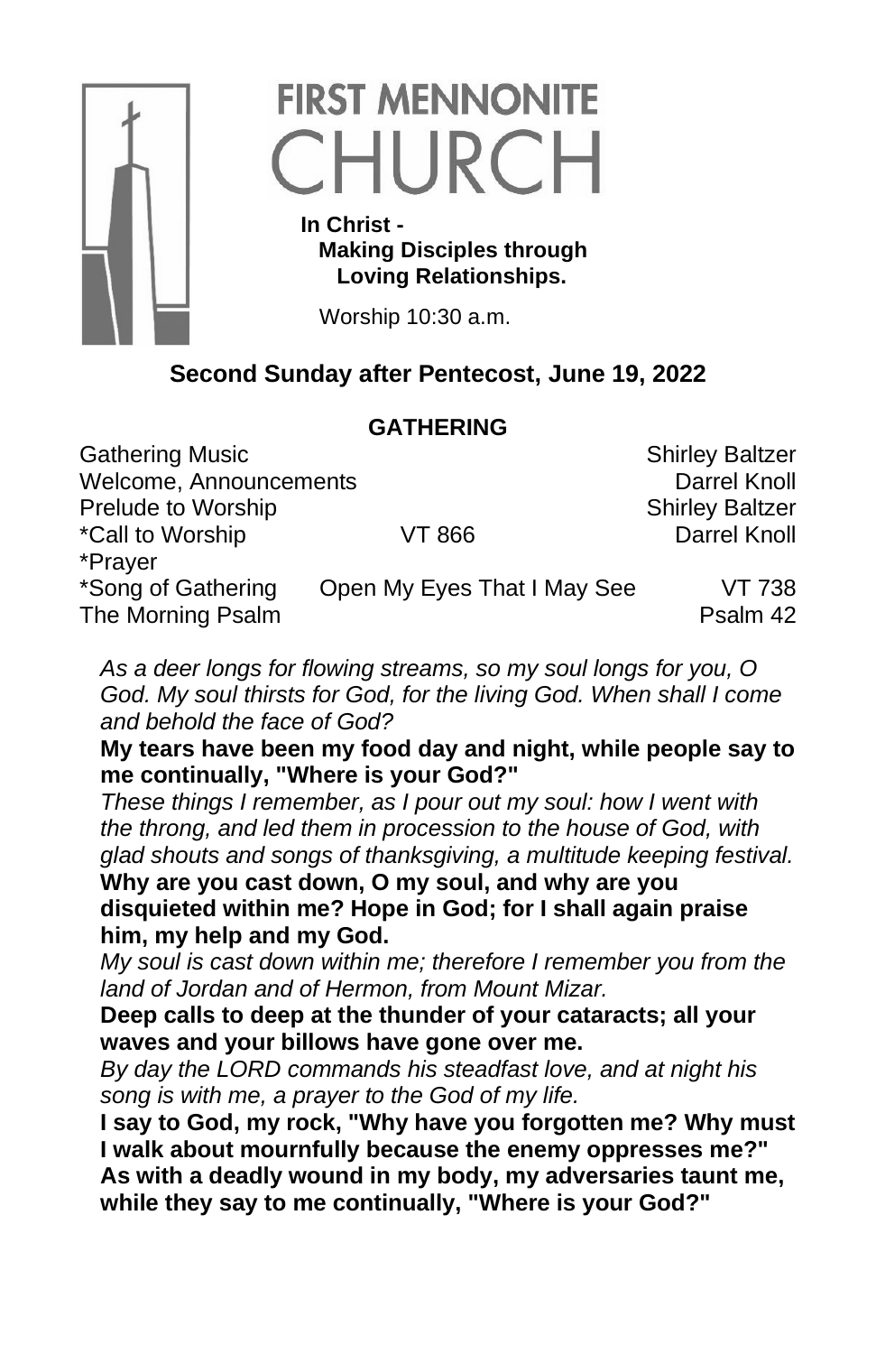# FIRST MENNONITE CHURCH

**In Christ -
Making Disciples through
Loving Relationships.**

Worship 10:30 a.m.

## Second Sunday after Pentecost, June 19, 2022

### GATHERING

| | | |
|---|---|---|
| Gathering Music | | Shirley Baltzer |
| Welcome, Announcements | | Darrel Knoll |
| Prelude to Worship | | Shirley Baltzer |
| *Call to Worship | VT 866 | Darrel Knoll |
| *Prayer | | |
| *Song of Gathering | Open My Eyes That I May See | VT 738 |
| The Morning Psalm | | Psalm 42 |

*As a deer longs for flowing streams, so my soul longs for you, O God. My soul thirsts for God, for the living God. When shall I come and behold the face of God?*

**My tears have been my food day and night, while people say to me continually, "Where is your God?"**

*These things I remember, as I pour out my soul: how I went with the throng, and led them in procession to the house of God, with glad shouts and songs of thanksgiving, a multitude keeping festival.*

**Why are you cast down, O my soul, and why are you disquieted within me? Hope in God; for I shall again praise him, my help and my God.**

*My soul is cast down within me; therefore I remember you from the land of Jordan and of Hermon, from Mount Mizar.*

**Deep calls to deep at the thunder of your cataracts; all your waves and your billows have gone over me.**

*By day the LORD commands his steadfast love, and at night his song is with me, a prayer to the God of my life.*

**I say to God, my rock, "Why have you forgotten me? Why must I walk about mournfully because the enemy oppresses me?" As with a deadly wound in my body, my adversaries taunt me, while they say to me continually, "Where is your God?"**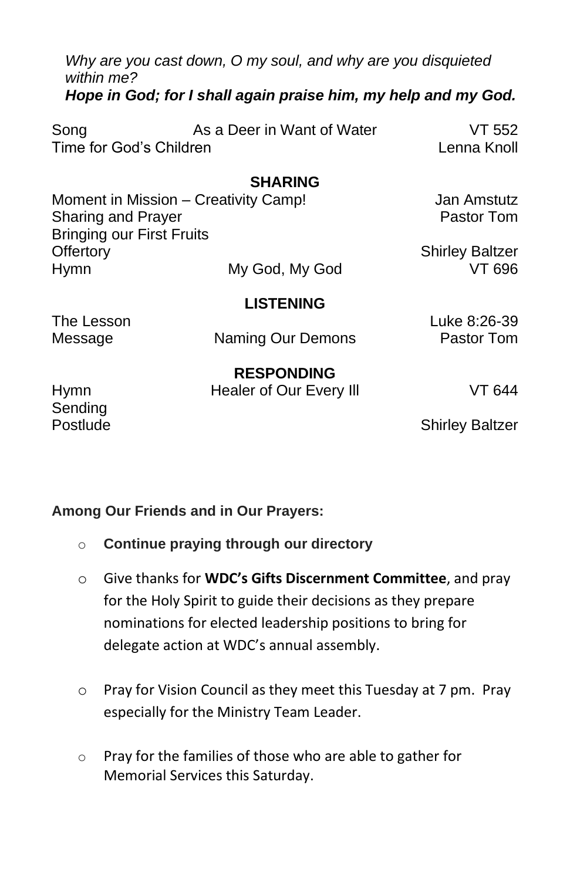*Why are you cast down, O my soul, and why are you disquieted within me?*
***Hope in God; for I shall again praise him, my help and my God.***

| | | |
|---|---|---|
| Song | As a Deer in Want of Water | VT 552 |
| Time for God's Children | | Lenna Knoll |

**SHARING**

| | | |
|---|---|---|
| Moment in Mission – Creativity Camp! | | Jan Amstutz |
| Sharing and Prayer | | Pastor Tom |
| Bringing our First Fruits | | |
| Offertory | | Shirley Baltzer |
| Hymn | My God, My God | VT 696 |

**LISTENING**

| | | |
|---|---|---|
| The Lesson | | Luke 8:26-39 |
| Message | Naming Our Demons | Pastor Tom |

**RESPONDING**

| | | |
|---|---|---|
| Hymn | Healer of Our Every Ill | VT 644 |
| Sending | | |
| Postlude | | Shirley Baltzer |

**Among Our Friends and in Our Prayers:**

- **Continue praying through our directory**
- Give thanks for **WDC's Gifts Discernment Committee**, and pray for the Holy Spirit to guide their decisions as they prepare nominations for elected leadership positions to bring for delegate action at WDC's annual assembly.
- Pray for Vision Council as they meet this Tuesday at 7 pm. Pray especially for the Ministry Team Leader.
- Pray for the families of those who are able to gather for Memorial Services this Saturday.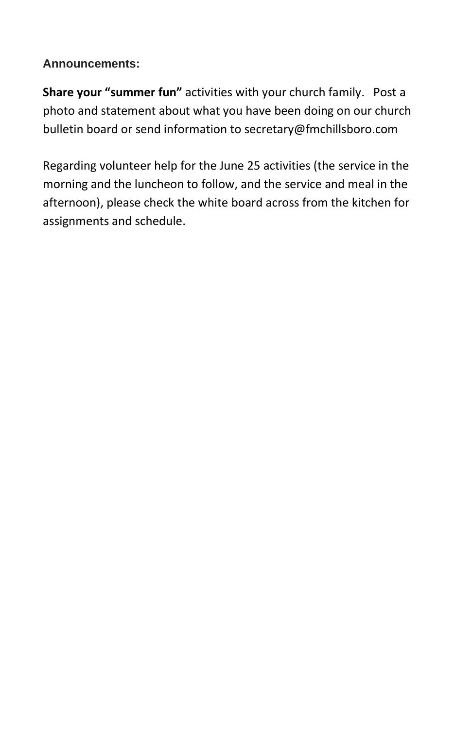**Announcements:**

**Share your "summer fun"** activities with your church family. Post a photo and statement about what you have been doing on our church bulletin board or send information to secretary@fmchillsboro.com

Regarding volunteer help for the June 25 activities (the service in the morning and the luncheon to follow, and the service and meal in the afternoon), please check the white board across from the kitchen for assignments and schedule.